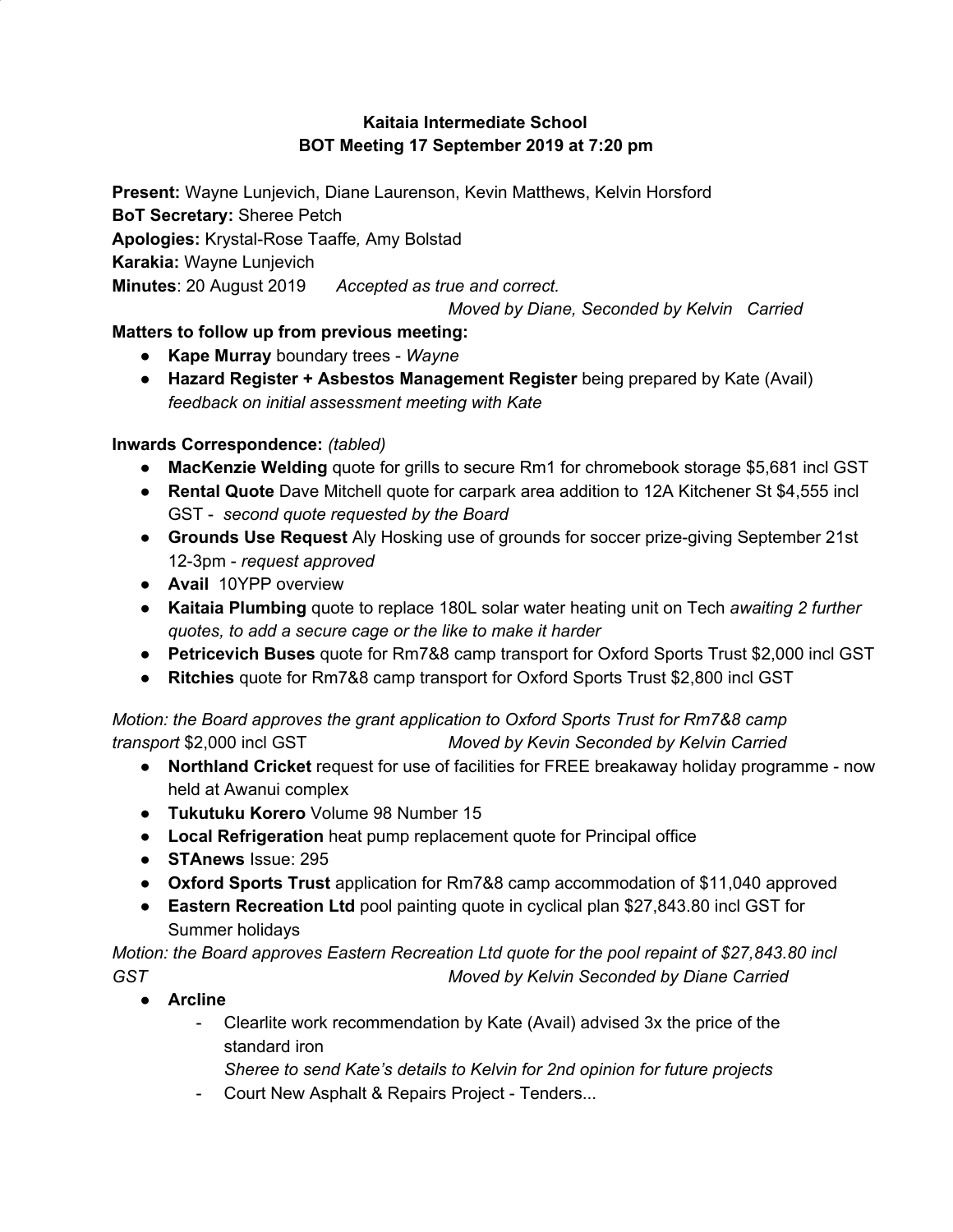**Kaitaia Intermediate School**
**BOT Meeting 17 September 2019 at 7:20 pm**

**Present:** Wayne Lunjevich, Diane Laurenson, Kevin Matthews, Kelvin Horsford
**BoT Secretary:** Sheree Petch
**Apologies:** Krystal-Rose Taaffe*,* Amy Bolstad
**Karakia:** Wayne Lunjevich
**Minutes**: 20 August 2019 *Accepted as true and correct.*
*Moved by Diane, Seconded by Kelvin Carried*

**Matters to follow up from previous meeting:**

- **Kape Murray** boundary trees - *Wayne*
- **Hazard Register + Asbestos Management Register** being prepared by Kate (Avail) *feedback on initial assessment meeting with Kate*

**Inwards Correspondence:** *(tabled)*

- **MacKenzie Welding** quote for grills to secure Rm1 for chromebook storage $5,681 incl GST
- **Rental Quote** Dave Mitchell quote for carpark area addition to 12A Kitchener St $4,555 incl GST - *second quote requested by the Board*
- **Grounds Use Request** Aly Hosking use of grounds for soccer prize-giving September 21st 12-3pm - *request approved*
- **Avail** 10YPP overview
- **Kaitaia Plumbing** quote to replace 180L solar water heating unit on Tech *awaiting 2 further quotes, to add a secure cage or the like to make it harder*
- **Petricevich Buses** quote for Rm7&8 camp transport for Oxford Sports Trust $2,000 incl GST
- **Ritchies** quote for Rm7&8 camp transport for Oxford Sports Trust $2,800 incl GST

*Motion: the Board approves the grant application to Oxford Sports Trust for Rm7&8 camp transport* $2,000 incl GST *Moved by Kevin Seconded by Kelvin Carried*

- **Northland Cricket** request for use of facilities for FREE breakaway holiday programme - now held at Awanui complex
- **Tukutuku Korero** Volume 98 Number 15
- **Local Refrigeration** heat pump replacement quote for Principal office
- **STAnews** Issue: 295
- **Oxford Sports Trust** application for Rm7&8 camp accommodation of $11,040 approved
- **Eastern Recreation Ltd** pool painting quote in cyclical plan $27,843.80 incl GST for Summer holidays

*Motion: the Board approves Eastern Recreation Ltd quote for the pool repaint of $27,843.80 incl GST* *Moved by Kelvin Seconded by Diane Carried*

- **Arcline**
  - Clearlite work recommendation by Kate (Avail) advised 3x the price of the standard iron
    *Sheree to send Kate's details to Kelvin for 2nd opinion for future projects*
  - Court New Asphalt & Repairs Project - Tenders...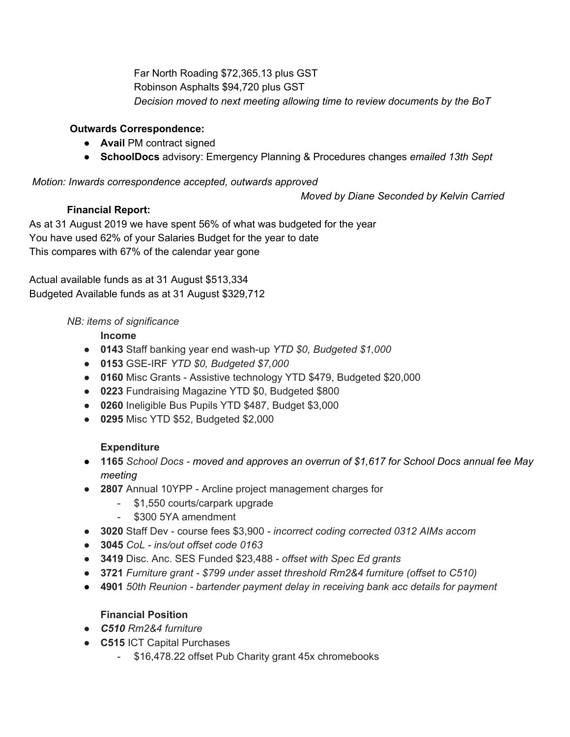Far North Roading $72,365.13 plus GST
Robinson Asphalts $94,720 plus GST
*Decision moved to next meeting allowing time to review documents by the BoT*

**Outwards Correspondence:**

- **Avail** PM contract signed
- **SchoolDocs** advisory: Emergency Planning & Procedures changes *emailed 13th Sept*

*Motion: Inwards correspondence accepted, outwards approved*

*Moved by Diane Seconded by Kelvin Carried*

**Financial Report:**

As at 31 August 2019 we have spent 56% of what was budgeted for the year
You have used 62% of your Salaries Budget for the year to date
This compares with 67% of the calendar year gone

Actual available funds as at 31 August $513,334
Budgeted Available funds as at 31 August $329,712

*NB: items of significance*

**Income**

- **0143** Staff banking year end wash-up *YTD $0, Budgeted $1,000*
- **0153** GSE-IRF *YTD $0, Budgeted $7,000*
- **0160** Misc Grants - Assistive technology YTD $479, Budgeted $20,000
- **0223** Fundraising Magazine YTD $0, Budgeted $800
- **0260** Ineligible Bus Pupils YTD $487, Budget $3,000
- **0295** Misc YTD $52, Budgeted $2,000

**Expenditure**

- **1165** *School Docs - moved and approves an overrun of $1,617 for School Docs annual fee May meeting*
- **2807** Annual 10YPP - Arcline project management charges for
  - $1,550 courts/carpark upgrade
  - $300 5YA amendment
- **3020** Staff Dev - course fees $3,900 - *incorrect coding corrected 0312 AIMs accom*
- **3045** *CoL - ins/out offset code 0163*
- **3419** Disc. Anc. SES Funded $23,488 - *offset with Spec Ed grants*
- **3721** *Furniture grant - $799 under asset threshold Rm2&4 furniture (offset to C510)*
- **4901** *50th Reunion - bartender payment delay in receiving bank acc details for payment*

**Financial Position**

- ***C510*** *Rm2&4 furniture*
- **C515** ICT Capital Purchases
  - $16,478.22 offset Pub Charity grant 45x chromebooks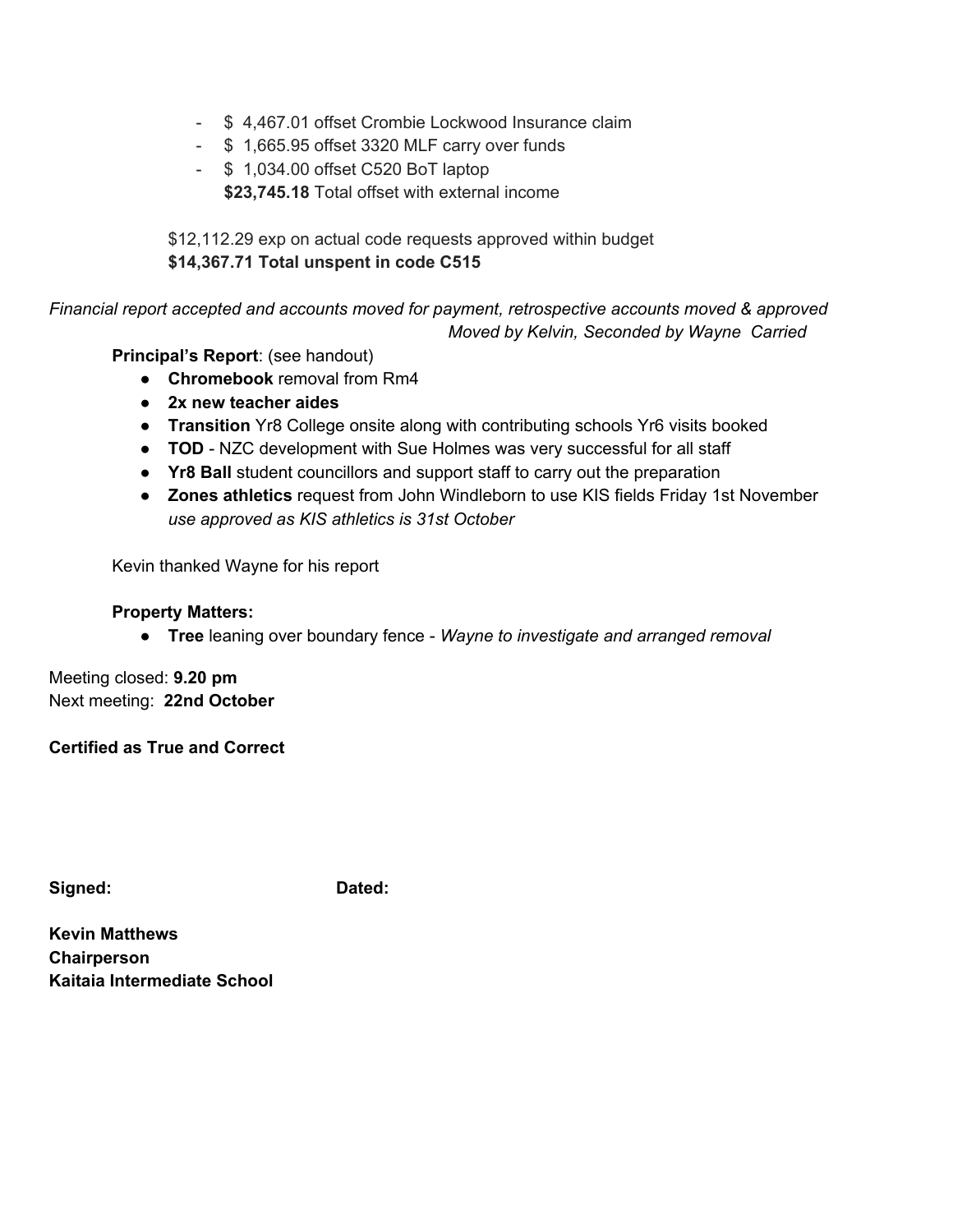- $ 4,467.01 offset Crombie Lockwood Insurance claim
- $ 1,665.95 offset 3320 MLF carry over funds
- $ 1,034.00 offset C520 BoT laptop
  **$23,745.18** Total offset with external income

$12,112.29 exp on actual code requests approved within budget
**$14,367.71 Total unspent in code C515**

*Financial report accepted and accounts moved for payment, retrospective accounts moved & approved*
*Moved by Kelvin, Seconded by Wayne Carried*

**Principal's Report**: (see handout)

- **Chromebook** removal from Rm4
- **2x new teacher aides**
- **Transition** Yr8 College onsite along with contributing schools Yr6 visits booked
- **TOD** - NZC development with Sue Holmes was very successful for all staff
- **Yr8 Ball** student councillors and support staff to carry out the preparation
- **Zones athletics** request from John Windleborn to use KIS fields Friday 1st November
  *use approved as KIS athletics is 31st October*

Kevin thanked Wayne for his report

**Property Matters:**

- **Tree** leaning over boundary fence - *Wayne to investigate and arranged removal*

Meeting closed: **9.20 pm**
Next meeting: **22nd October**

**Certified as True and Correct**

**Signed:** **Dated:**

**Kevin Matthews**
**Chairperson**
**Kaitaia Intermediate School**